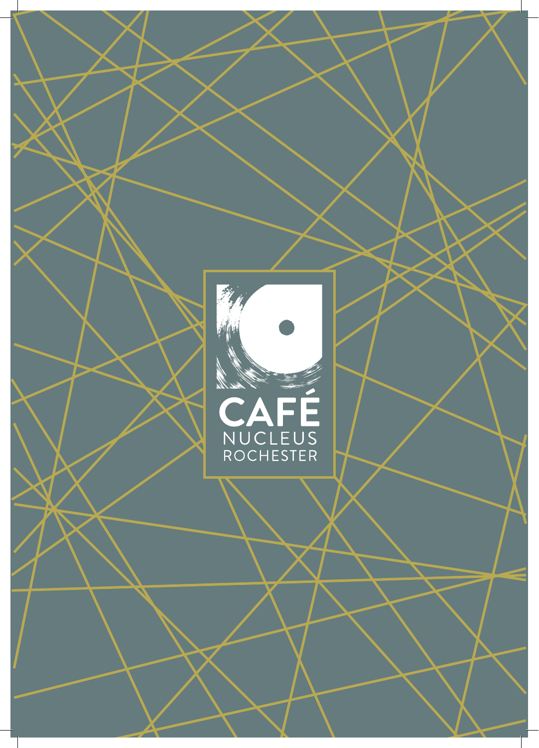# CAFÉ NUCLEUS ROCHESTER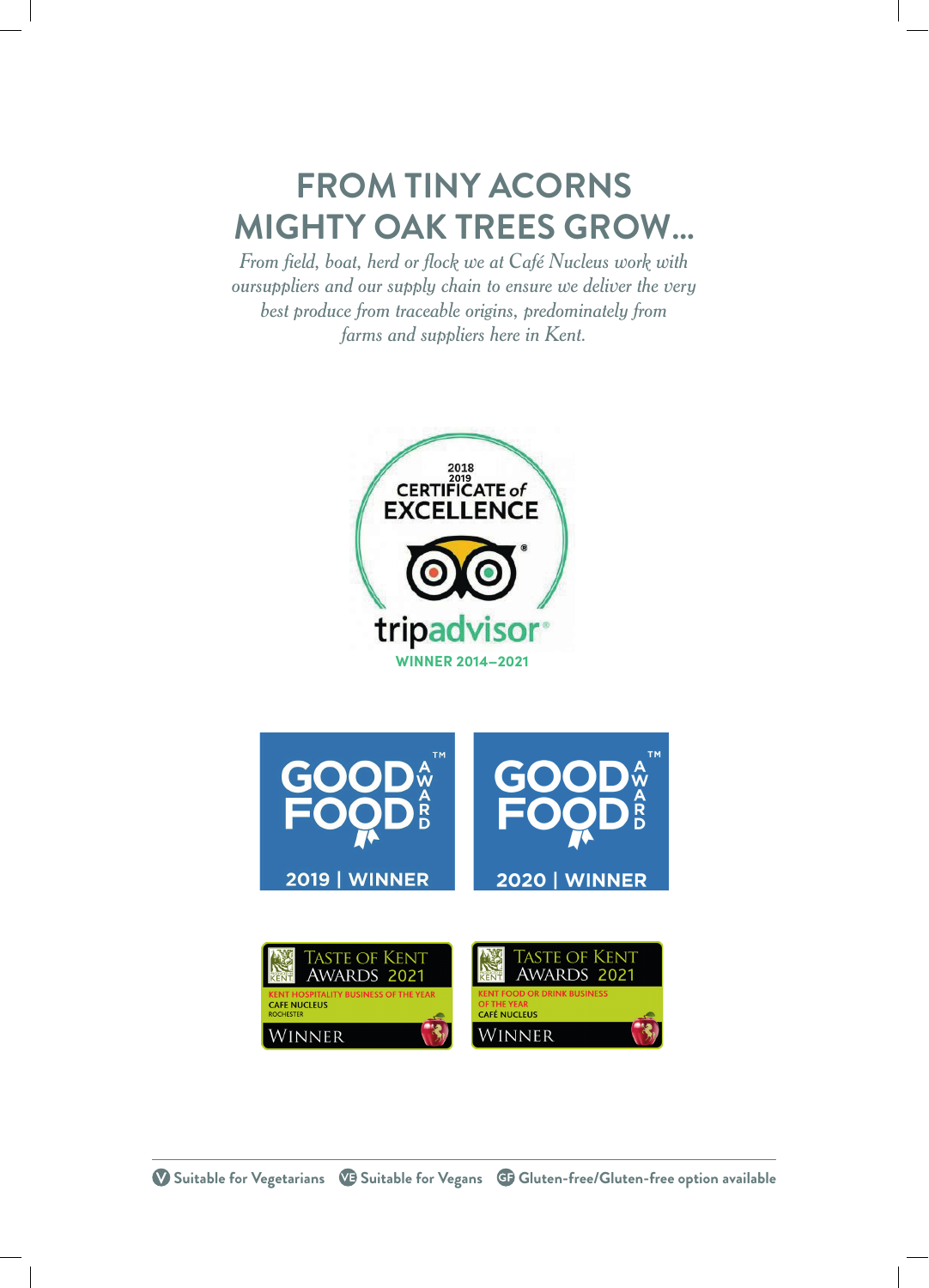# FROM TINY ACORNS MIGHTY OAK TREES GROW...

*From field, boat, herd or flock we at Café Nucleus work with oursuppliers and our supply chain to ensure we deliver the very best produce from traceable origins, predominately from farms and suppliers here in Kent.*

2018 2019 CERTIFICATE of EXCELLENCE

tripadvisor

WINNER 2014–2021

GOOD FOOD AWARD 2019 | WINNER

GOOD FOOD AWARD 2020 | WINNER

TASTE OF KENT AWARDS 2021 — KENT HOSPITALITY BUSINESS OF THE YEAR — CAFE NUCLEUS ROCHESTER — WINNER

TASTE OF KENT AWARDS 2021 — KENT FOOD OR DRINK BUSINESS OF THE YEAR — CAFÉ NUCLEUS — WINNER

V Suitable for Vegetarians VE Suitable for Vegans GF Gluten-free/Gluten-free option available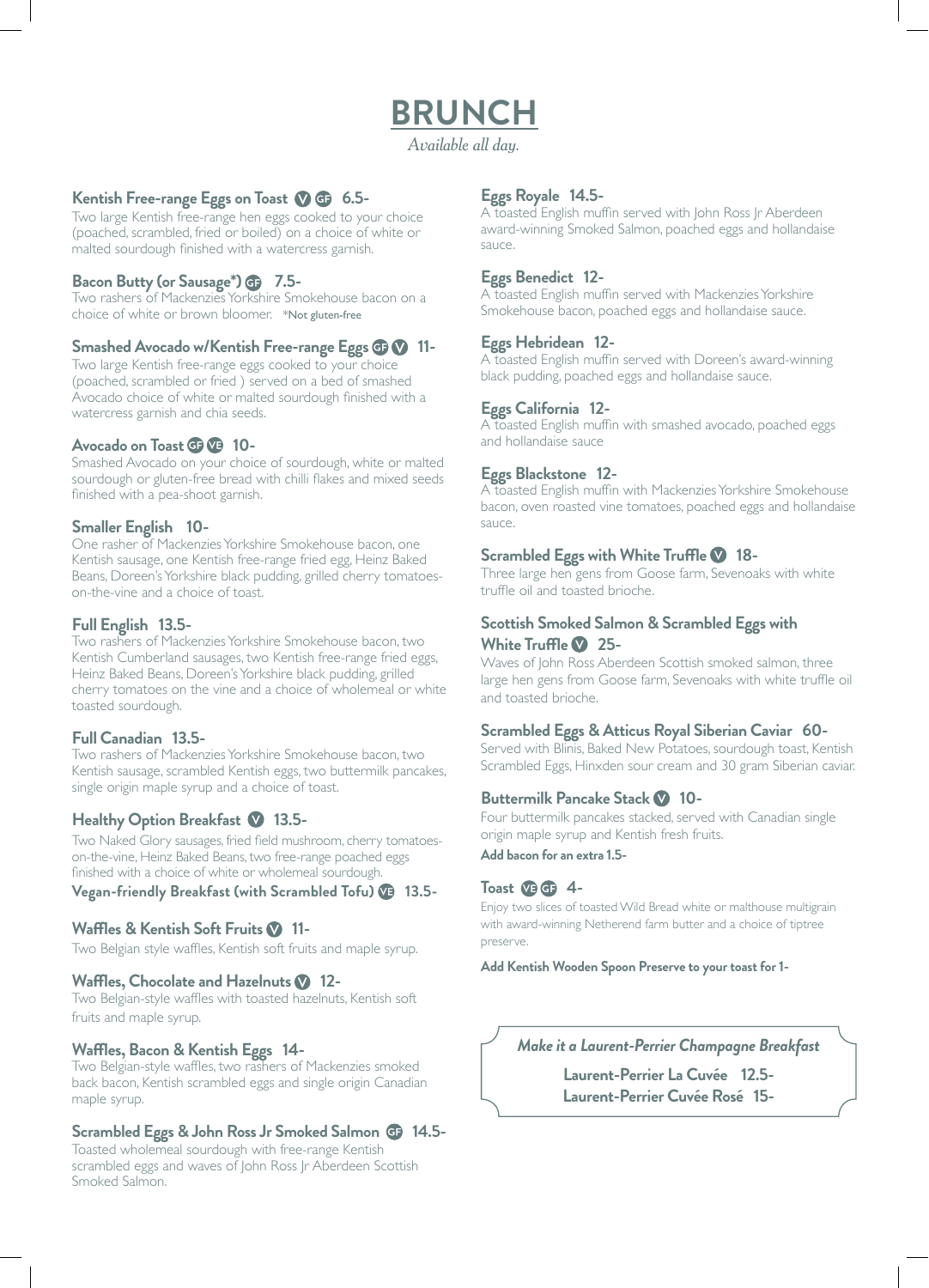# BRUNCH

*Available all day.*

**Kentish Free-range Eggs on Toast** V GF **6.5-**
Two large Kentish free-range hen eggs cooked to your choice (poached, scrambled, fried or boiled) on a choice of white or malted sourdough finished with a watercress garnish.

**Bacon Butty (or Sausage*)** GF **7.5-**
Two rashers of Mackenzies Yorkshire Smokehouse bacon on a choice of white or brown bloomer. *Not gluten-free

**Smashed Avocado w/Kentish Free-range Eggs** GF V **11-**
Two large Kentish free-range eggs cooked to your choice (poached, scrambled or fried ) served on a bed of smashed Avocado choice of white or malted sourdough finished with a watercress garnish and chia seeds.

**Avocado on Toast** GF VE **10-**
Smashed Avocado on your choice of sourdough, white or malted sourdough or gluten-free bread with chilli flakes and mixed seeds finished with a pea-shoot garnish.

**Smaller English 10-**
One rasher of Mackenzies Yorkshire Smokehouse bacon, one Kentish sausage, one Kentish free-range fried egg, Heinz Baked Beans, Doreen's Yorkshire black pudding, grilled cherry tomatoes-on-the-vine and a choice of toast.

**Full English 13.5-**
Two rashers of Mackenzies Yorkshire Smokehouse bacon, two Kentish Cumberland sausages, two Kentish free-range fried eggs, Heinz Baked Beans, Doreen's Yorkshire black pudding, grilled cherry tomatoes on the vine and a choice of wholemeal or white toasted sourdough.

**Full Canadian 13.5-**
Two rashers of Mackenzies Yorkshire Smokehouse bacon, two Kentish sausage, scrambled Kentish eggs, two buttermilk pancakes, single origin maple syrup and a choice of toast.

**Healthy Option Breakfast** V **13.5-**
Two Naked Glory sausages, fried field mushroom, cherry tomatoes-on-the-vine, Heinz Baked Beans, two free-range poached eggs finished with a choice of white or wholemeal sourdough.

**Vegan-friendly Breakfast (with Scrambled Tofu)** VE **13.5-**

**Waffles & Kentish Soft Fruits** V **11-**
Two Belgian style waffles, Kentish soft fruits and maple syrup.

**Waffles, Chocolate and Hazelnuts** V **12-**
Two Belgian-style waffles with toasted hazelnuts, Kentish soft fruits and maple syrup.

**Waffles, Bacon & Kentish Eggs 14-**
Two Belgian-style waffles, two rashers of Mackenzies smoked back bacon, Kentish scrambled eggs and single origin Canadian maple syrup.

**Scrambled Eggs & John Ross Jr Smoked Salmon** GF **14.5-**
Toasted wholemeal sourdough with free-range Kentish scrambled eggs and waves of John Ross Jr Aberdeen Scottish Smoked Salmon.

**Eggs Royale 14.5-**
A toasted English muffin served with John Ross Jr Aberdeen award-winning Smoked Salmon, poached eggs and hollandaise sauce.

**Eggs Benedict 12-**
A toasted English muffin served with Mackenzies Yorkshire Smokehouse bacon, poached eggs and hollandaise sauce.

**Eggs Hebridean 12-**
A toasted English muffin served with Doreen's award-winning black pudding, poached eggs and hollandaise sauce.

**Eggs California 12-**
A toasted English muffin with smashed avocado, poached eggs and hollandaise sauce

**Eggs Blackstone 12-**
A toasted English muffin with Mackenzies Yorkshire Smokehouse bacon, oven roasted vine tomatoes, poached eggs and hollandaise sauce.

**Scrambled Eggs with White Truffle** V **18-**
Three large hen gens from Goose farm, Sevenoaks with white truffle oil and toasted brioche.

**Scottish Smoked Salmon & Scrambled Eggs with White Truffle** V **25-**
Waves of John Ross Aberdeen Scottish smoked salmon, three large hen gens from Goose farm, Sevenoaks with white truffle oil and toasted brioche.

**Scrambled Eggs & Atticus Royal Siberian Caviar 60-**
Served with Blinis, Baked New Potatoes, sourdough toast, Kentish Scrambled Eggs, Hinxden sour cream and 30 gram Siberian caviar.

**Buttermilk Pancake Stack** V **10-**
Four buttermilk pancakes stacked, served with Canadian single origin maple syrup and Kentish fresh fruits.
**Add bacon for an extra 1.5-**

**Toast** VE GF **4-**
Enjoy two slices of toasted Wild Bread white or malthouse multigrain with award-winning Netherend farm butter and a choice of tiptree preserve.

**Add Kentish Wooden Spoon Preserve to your toast for 1-**

*Make it a Laurent-Perrier Champagne Breakfast*

**Laurent-Perrier La Cuvée 12.5-**
**Laurent-Perrier Cuvée Rosé 15-**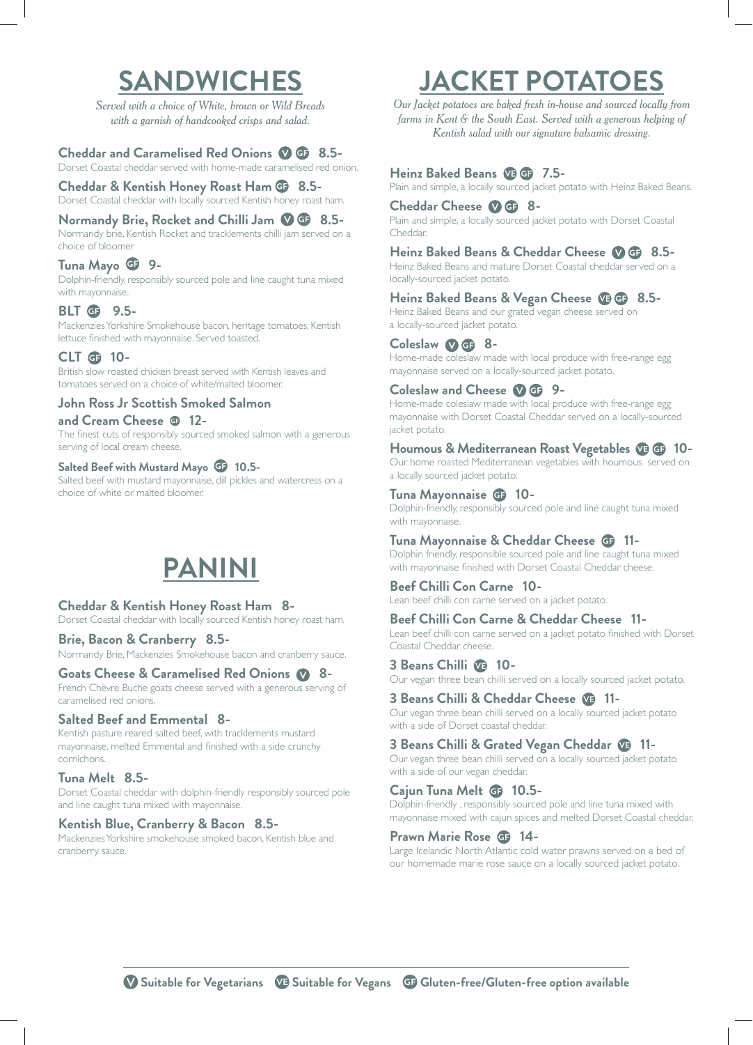# SANDWICHES

*Served with a choice of White, brown or Wild Breads with a garnish of handcooked crisps and salad.*

**Cheddar and Caramelised Red Onions** V GF **8.5-**
Dorset Coastal cheddar served with home-made caramelised red onion.

**Cheddar & Kentish Honey Roast Ham** GF **8.5-**
Dorset Coastal cheddar with locally sourced Kentish honey roast ham.

**Normandy Brie, Rocket and Chilli Jam** V GF **8.5-**
Normandy brie, Kentish Rocket and tracklements chilli jam served on a choice of bloomer

**Tuna Mayo** GF **9-**
Dolphin-friendly, responsibly sourced pole and line caught tuna mixed with mayonnaise.

**BLT** GF **9.5-**
Mackenzies Yorkshire Smokehouse bacon, heritage tomatoes, Kentish lettuce finished with mayonnaise. Served toasted.

**CLT** GF **10-**
British slow roasted chicken breast served with Kentish leaves and tomatoes served on a choice of white/malted bloomer.

**John Ross Jr Scottish Smoked Salmon and Cream Cheese** GF **12-**
The finest cuts of responsibly sourced smoked salmon with a generous serving of local cream cheese.

**Salted Beef with Mustard Mayo** GF **10.5-**
Salted beef with mustard mayonnaise, dill pickles and watercress on a choice of white or malted bloomer.

# PANINI

**Cheddar & Kentish Honey Roast Ham** **8-**
Dorset Coastal cheddar with locally sourced Kentish honey roast ham.

**Brie, Bacon & Cranberry** **8.5-**
Normandy Brie, Mackenzies Smokehouse bacon and cranberry sauce.

**Goats Cheese & Caramelised Red Onions** V **8-**
French Chèvre Buche goats cheese served with a generous serving of caramelised red onions.

**Salted Beef and Emmental** **8-**
Kentish pasture reared salted beef, with tracklements mustard mayonnaise, melted Emmental and finished with a side crunchy cornichons.

**Tuna Melt** **8.5-**
Dorset Coastal cheddar with dolphin-friendly responsibly sourced pole and line caught tuna mixed with mayonnaise.

**Kentish Blue, Cranberry & Bacon** **8.5-**
Mackenzies Yorkshire smokehouse smoked bacon, Kentish blue and cranberry sauce.

# JACKET POTATOES

*Our Jacket potatoes are baked fresh in-house and sourced locally from farms in Kent & the South East. Served with a generous helping of Kentish salad with our signature balsamic dressing.*

**Heinz Baked Beans** VE GF **7.5-**
Plain and simple, a locally sourced jacket potato with Heinz Baked Beans.

**Cheddar Cheese** V GF **8-**
Plain and simple, a locally sourced jacket potato with Dorset Coastal Cheddar.

**Heinz Baked Beans & Cheddar Cheese** V GF **8.5-**
Heinz Baked Beans and mature Dorset Coastal cheddar served on a locally-sourced jacket potato.

**Heinz Baked Beans & Vegan Cheese** VE GF **8.5-**
Heinz Baked Beans and our grated vegan cheese served on a locally-sourced jacket potato.

**Coleslaw** V GF **8-**
Home-made coleslaw made with local produce with free-range egg mayonnaise served on a locally-sourced jacket potato.

**Coleslaw and Cheese** V GF **9-**
Home-made coleslaw made with local produce with free-range egg mayonnaise with Dorset Coastal Cheddar served on a locally-sourced jacket potato.

**Houmous & Mediterranean Roast Vegetables** VE GF **10-**
Our home roasted Mediterranean vegetables with houmous served on a locally sourced jacket potato.

**Tuna Mayonnaise** GF **10-**
Dolphin-friendly, responsibly sourced pole and line caught tuna mixed with mayonnaise.

**Tuna Mayonnaise & Cheddar Cheese** GF **11-**
Dolphin friendly, responsible sourced pole and line caught tuna mixed with mayonnaise finished with Dorset Coastal Cheddar cheese.

**Beef Chilli Con Carne** **10-**
Lean beef chilli con carne served on a jacket potato.

**Beef Chilli Con Carne & Cheddar Cheese** **11-**
Lean beef chilli con carne served on a jacket potato finished with Dorset Coastal Cheddar cheese.

**3 Beans Chilli** VE **10-**
Our vegan three bean chilli served on a locally sourced jacket potato.

**3 Beans Chilli & Cheddar Cheese** VE **11-**
Our vegan three bean chilli served on a locally sourced jacket potato with a side of Dorset coastal cheddar.

**3 Beans Chilli & Grated Vegan Cheddar** VE **11-**
Our vegan three bean chilli served on a locally sourced jacket potato with a side of our vegan cheddar.

**Cajun Tuna Melt** GF **10.5-**
Dolphin-friendly , responsibly sourced pole and line tuna mixed with mayonnaise mixed with cajun spices and melted Dorset Coastal cheddar.

**Prawn Marie Rose** GF **14-**
Large Icelandic North Atlantic cold water prawns served on a bed of our homemade marie rose sauce on a locally sourced jacket potato.

---

V Suitable for Vegetarians   VE Suitable for Vegans   GF Gluten-free/Gluten-free option available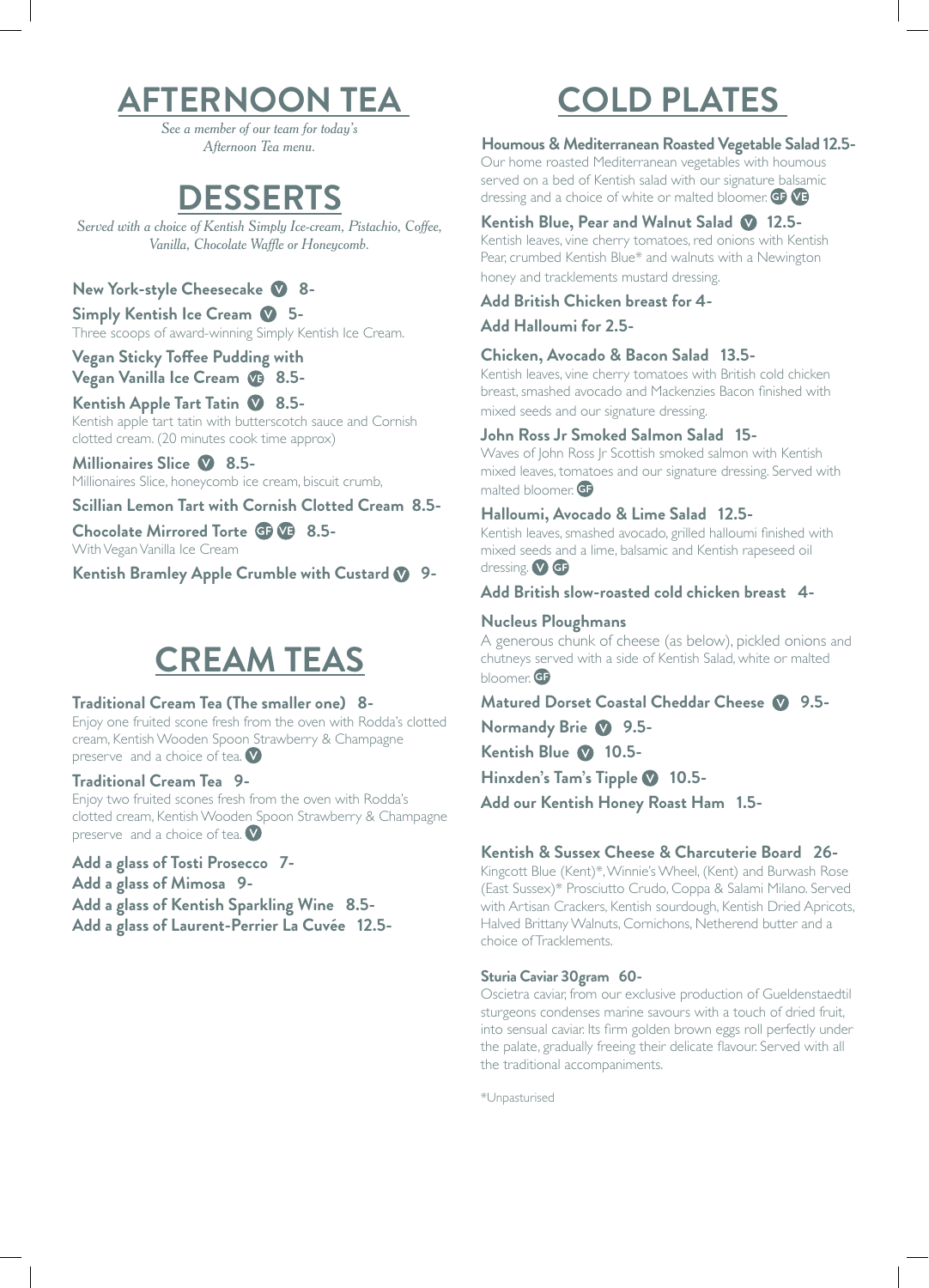# AFTERNOON TEA

*See a member of our team for today's Afternoon Tea menu.*

# DESSERTS

*Served with a choice of Kentish Simply Ice-cream, Pistachio, Coffee, Vanilla, Chocolate Waffle or Honeycomb.*

**New York-style Cheesecake** V **8-**

**Simply Kentish Ice Cream** V **5-**
Three scoops of award-winning Simply Kentish Ice Cream.

**Vegan Sticky Toffee Pudding with Vegan Vanilla Ice Cream** VE **8.5-**

**Kentish Apple Tart Tatin** V **8.5-**
Kentish apple tart tatin with butterscotch sauce and Cornish clotted cream. (20 minutes cook time approx)

**Millionaires Slice** V **8.5-**
Millionaires Slice, honeycomb ice cream, biscuit crumb,

**Scillian Lemon Tart with Cornish Clotted Cream 8.5-**

**Chocolate Mirrored Torte** GF VE **8.5-**
With Vegan Vanilla Ice Cream

**Kentish Bramley Apple Crumble with Custard** V **9-**

# CREAM TEAS

**Traditional Cream Tea (The smaller one) 8-**
Enjoy one fruited scone fresh from the oven with Rodda's clotted cream, Kentish Wooden Spoon Strawberry & Champagne preserve and a choice of tea. V

**Traditional Cream Tea 9-**
Enjoy two fruited scones fresh from the oven with Rodda's clotted cream, Kentish Wooden Spoon Strawberry & Champagne preserve and a choice of tea. V

**Add a glass of Tosti Prosecco 7-**
**Add a glass of Mimosa 9-**
**Add a glass of Kentish Sparkling Wine 8.5-**
**Add a glass of Laurent-Perrier La Cuvée 12.5-**

# COLD PLATES

**Houmous & Mediterranean Roasted Vegetable Salad 12.5-**
Our home roasted Mediterranean vegetables with houmous served on a bed of Kentish salad with our signature balsamic dressing and a choice of white or malted bloomer. GF VE

**Kentish Blue, Pear and Walnut Salad** V **12.5-**
Kentish leaves, vine cherry tomatoes, red onions with Kentish Pear, crumbed Kentish Blue* and walnuts with a Newington honey and tracklements mustard dressing.

**Add British Chicken breast for 4-**

**Add Halloumi for 2.5-**

**Chicken, Avocado & Bacon Salad 13.5-**
Kentish leaves, vine cherry tomatoes with British cold chicken breast, smashed avocado and Mackenzies Bacon finished with mixed seeds and our signature dressing.

**John Ross Jr Smoked Salmon Salad 15-**
Waves of John Ross Jr Scottish smoked salmon with Kentish mixed leaves, tomatoes and our signature dressing. Served with malted bloomer. GF

**Halloumi, Avocado & Lime Salad 12.5-**
Kentish leaves, smashed avocado, grilled halloumi finished with mixed seeds and a lime, balsamic and Kentish rapeseed oil dressing. V GF

**Add British slow-roasted cold chicken breast 4-**

**Nucleus Ploughmans**
A generous chunk of cheese (as below), pickled onions and chutneys served with a side of Kentish Salad, white or malted bloomer. GF

**Matured Dorset Coastal Cheddar Cheese** V **9.5-**

**Normandy Brie** V **9.5-**

**Kentish Blue** V **10.5-**

**Hinxden's Tam's Tipple** V **10.5-**

**Add our Kentish Honey Roast Ham 1.5-**

**Kentish & Sussex Cheese & Charcuterie Board 26-**
Kingcott Blue (Kent)*, Winnie's Wheel, (Kent) and Burwash Rose (East Sussex)* Prosciutto Crudo, Coppa & Salami Milano. Served with Artisan Crackers, Kentish sourdough, Kentish Dried Apricots, Halved Brittany Walnuts, Cornichons, Netherend butter and a choice of Tracklements.

**Sturia Caviar 30gram 60-**
Oscietra caviar, from our exclusive production of Gueldenstaedtil sturgeons condenses marine savours with a touch of dried fruit, into sensual caviar. Its firm golden brown eggs roll perfectly under the palate, gradually freeing their delicate flavour. Served with all the traditional accompaniments.

*Unpasturised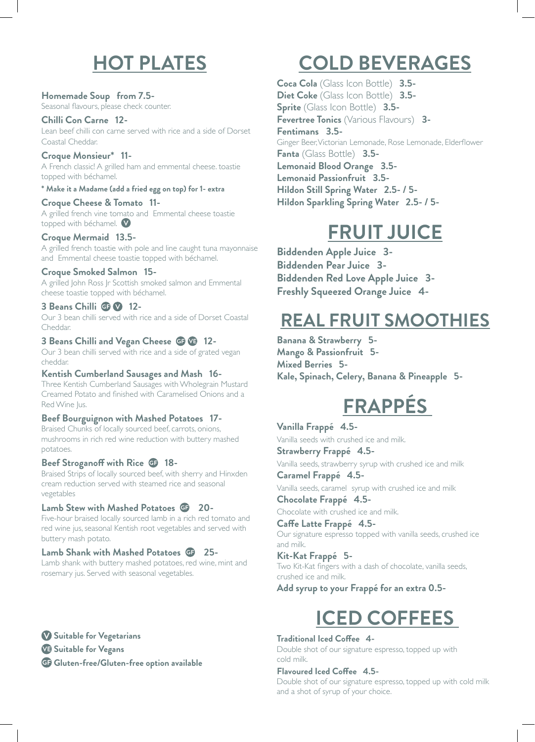# HOT PLATES

**Homemade Soup from 7.5-**
Seasonal flavours, please check counter.

**Chilli Con Carne 12-**
Lean beef chilli con carne served with rice and a side of Dorset Coastal Cheddar.

**Croque Monsieur* 11-**
A French classic! A grilled ham and emmental cheese. toastie topped with béchamel.

*** Make it a Madame (add a fried egg on top) for 1- extra**

**Croque Cheese & Tomato 11-**
A grilled french vine tomato and Emmental cheese toastie topped with béchamel. (V)

**Croque Mermaid 13.5-**
A grilled french toastie with pole and line caught tuna mayonnaise and Emmental cheese toastie topped with béchamel.

**Croque Smoked Salmon 15-**
A grilled John Ross Jr Scottish smoked salmon and Emmental cheese toastie topped with béchamel.

**3 Beans Chilli (GF) (V) 12-**
Our 3 bean chilli served with rice and a side of Dorset Coastal Cheddar.

**3 Beans Chilli and Vegan Cheese (GF) (VE) 12-**
Our 3 bean chilli served with rice and a side of grated vegan cheddar.

**Kentish Cumberland Sausages and Mash 16-**
Three Kentish Cumberland Sausages with Wholegrain Mustard Creamed Potato and finished with Caramelised Onions and a Red Wine Jus.

**Beef Bourguignon with Mashed Potatoes 17-**
Braised Chunks of locally sourced beef, carrots, onions, mushrooms in rich red wine reduction with buttery mashed potatoes.

**Beef Stroganoff with Rice (GF) 18-**
Braised Strips of locally sourced beef, with sherry and Hinxden cream reduction served with steamed rice and seasonal vegetables

**Lamb Stew with Mashed Potatoes (GF) 20-**
Five-hour braised locally sourced lamb in a rich red tomato and red wine jus, seasonal Kentish root vegetables and served with buttery mash potato.

**Lamb Shank with Mashed Potatoes (GF) 25-**
Lamb shank with buttery mashed potatoes, red wine, mint and rosemary jus. Served with seasonal vegetables.

**(V) Suitable for Vegetarians**
**(VE) Suitable for Vegans**
**(GF) Gluten-free/Gluten-free option available**

# COLD BEVERAGES

**Coca Cola** (Glass Icon Bottle) **3.5-**
**Diet Coke** (Glass Icon Bottle) **3.5-**
**Sprite** (Glass Icon Bottle) **3.5-**
**Fevertree Tonics** (Various Flavours) **3-**
**Fentimans 3.5-**
Ginger Beer, Victorian Lemonade, Rose Lemonade, Elderflower
**Fanta** (Glass Bottle) **3.5-**
**Lemonaid Blood Orange 3.5-**
**Lemonaid Passionfruit 3.5-**
**Hildon Still Spring Water 2.5- / 5-**
**Hildon Sparkling Spring Water 2.5- / 5-**

# FRUIT JUICE

**Biddenden Apple Juice 3-**
**Biddenden Pear Juice 3-**
**Biddenden Red Love Apple Juice 3-**
**Freshly Squeezed Orange Juice 4-**

# REAL FRUIT SMOOTHIES

**Banana & Strawberry 5-**
**Mango & Passionfruit 5-**
**Mixed Berries 5-**
**Kale, Spinach, Celery, Banana & Pineapple 5-**

# FRAPPÉS

**Vanilla Frappé 4.5-**
Vanilla seeds with crushed ice and milk.

**Strawberry Frappé 4.5-**
Vanilla seeds, strawberry syrup with crushed ice and milk

**Caramel Frappé 4.5-**
Vanilla seeds, caramel syrup with crushed ice and milk

**Chocolate Frappé 4.5-**
Chocolate with crushed ice and milk.

**Caffe Latte Frappé 4.5-**
Our signature espresso topped with vanilla seeds, crushed ice and milk.

**Kit-Kat Frappé 5-**
Two Kit-Kat fingers with a dash of chocolate, vanilla seeds, crushed ice and milk.

**Add syrup to your Frappé for an extra 0.5-**

# ICED COFFEES

**Traditional Iced Coffee 4-**
Double shot of our signature espresso, topped up with cold milk.

**Flavoured Iced Coffee 4.5-**
Double shot of our signature espresso, topped up with cold milk and a shot of syrup of your choice.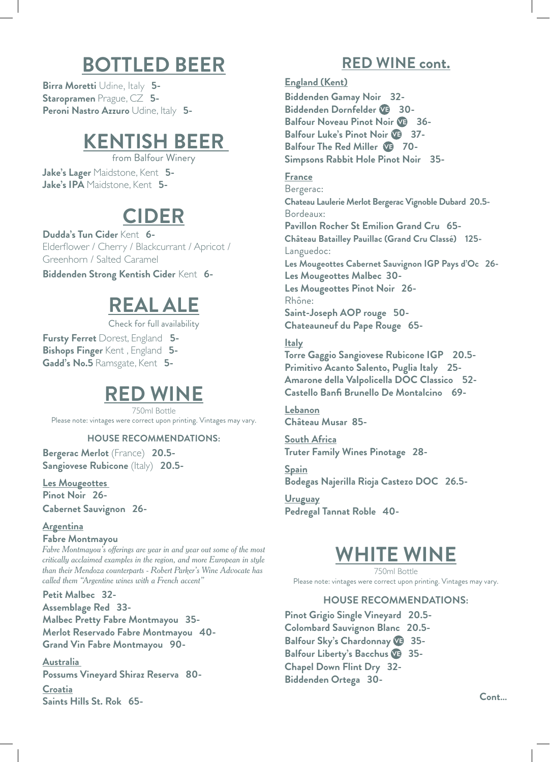# BOTTLED BEER

**Birra Moretti** Udine, Italy **5-**
**Staropramen** Prague, CZ **5-**
**Peroni Nastro Azzuro** Udine, Italy **5-**

# KENTISH BEER

from Balfour Winery

**Jake's Lager** Maidstone, Kent **5-**
**Jake's IPA** Maidstone, Kent **5-**

# CIDER

**Dudda's Tun Cider** Kent **6-**
Elderflower / Cherry / Blackcurrant / Apricot / Greenhorn / Salted Caramel

**Biddenden Strong Kentish Cider** Kent **6-**

# REAL ALE

Check for full availability

**Fursty Ferret** Dorest, England **5-**
**Bishops Finger** Kent , England **5-**
**Gadd's No.5** Ramsgate, Kent **5-**

# RED WINE

750ml Bottle
Please note: vintages were correct upon printing. Vintages may vary.

### HOUSE RECOMMENDATIONS:

**Bergerac Merlot** (France) **20.5-**
**Sangiovese Rubicone** (Italy) **20.5-**

**Les Mougeottes**
**Pinot Noir 26-**
**Cabernet Sauvignon 26-**

**Argentina**
**Fabre Montmayou**
*Fabre Montmayou's offerings are year in and year out some of the most critically acclaimed examples in the region, and more European in style than their Mendoza counterparts - Robert Parker's Wine Advocate has called them "Argentine wines with a French accent"*

**Petit Malbec 32-**
**Assemblage Red 33-**
**Malbec Pretty Fabre Montmayou 35-**
**Merlot Reservado Fabre Montmayou 40-**
**Grand Vin Fabre Montmayou 90-**

**Australia**
**Possums Vineyard Shiraz Reserva 80-**

**Croatia**
**Saints Hills St. Rok 65-**

# RED WINE cont.

**England (Kent)**
**Biddenden Gamay Noir 32-**
**Biddenden Dornfelder** VE **30-**
**Balfour Noveau Pinot Noir** VE **36-**
**Balfour Luke's Pinot Noir** VE **37-**
**Balfour The Red Miller** VE **70-**
**Simpsons Rabbit Hole Pinot Noir 35-**

**France**
Bergerac:
**Chateau Laulerie Merlot Bergerac Vignoble Dubard 20.5-**
Bordeaux:
**Pavillon Rocher St Emilion Grand Cru 65-**
**Château Batailley Pauillac (Grand Cru Classé) 125-**
Languedoc:
**Les Mougeottes Cabernet Sauvignon IGP Pays d'Oc 26-**
**Les Mougeottes Malbec 30-**
**Les Mougeottes Pinot Noir 26-**
Rhône:
**Saint-Joseph AOP rouge 50-**
**Chateauneuf du Pape Rouge 65-**

**Italy**
**Torre Gaggio Sangiovese Rubicone IGP 20.5-**
**Primitivo Acanto Salento, Puglia Italy 25-**
**Amarone della Valpolicella DOC Classico 52-**
**Castello Banfi Brunello De Montalcino 69-**

**Lebanon**
**Château Musar 85-**

**South Africa**
**Truter Family Wines Pinotage 28-**

**Spain**
**Bodegas Najerilla Rioja Castezo DOC 26.5-**

**Uruguay**
**Pedregal Tannat Roble 40-**

# WHITE WINE

750ml Bottle
Please note: vintages were correct upon printing. Vintages may vary.

### HOUSE RECOMMENDATIONS:

**Pinot Grigio Single Vineyard 20.5-**
**Colombard Sauvignon Blanc 20.5-**
**Balfour Sky's Chardonnay** VE **35-**
**Balfour Liberty's Bacchus** VE **35-**
**Chapel Down Flint Dry 32-**
**Biddenden Ortega 30-**

Cont...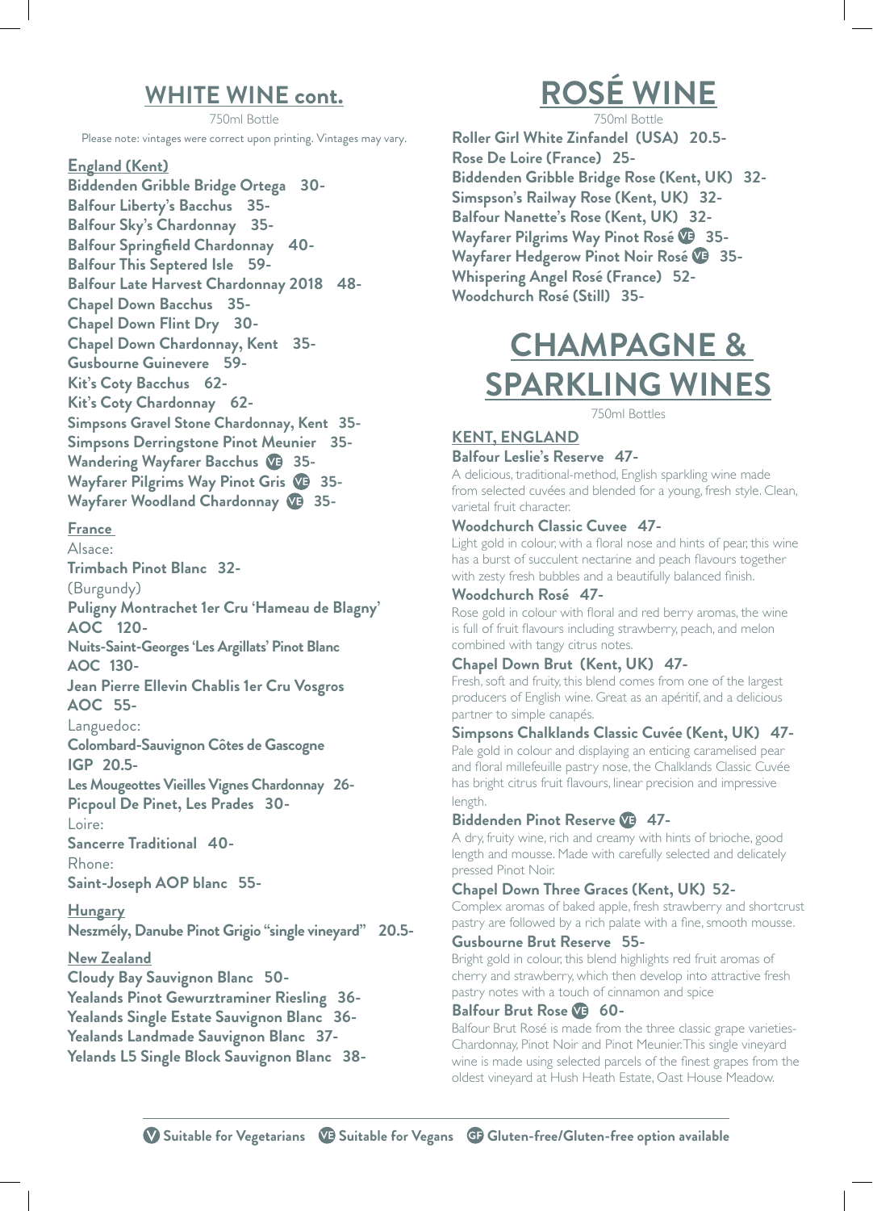## WHITE WINE cont.

750ml Bottle

Please note: vintages were correct upon printing. Vintages may vary.

### England (Kent)

**Biddenden Gribble Bridge Ortega 30-**
**Balfour Liberty's Bacchus 35-**
**Balfour Sky's Chardonnay 35-**
**Balfour Springfield Chardonnay 40-**
**Balfour This Septered Isle 59-**
**Balfour Late Harvest Chardonnay 2018 48-**
**Chapel Down Bacchus 35-**
**Chapel Down Flint Dry 30-**
**Chapel Down Chardonnay, Kent 35-**
**Gusbourne Guinevere 59-**
**Kit's Coty Bacchus 62-**
**Kit's Coty Chardonnay 62-**
**Simpsons Gravel Stone Chardonnay, Kent 35-**
**Simpsons Derringstone Pinot Meunier 35-**
**Wandering Wayfarer Bacchus VE 35-**
**Wayfarer Pilgrims Way Pinot Gris VE 35-**
**Wayfarer Woodland Chardonnay VE 35-**

### France

Alsace:
**Trimbach Pinot Blanc 32-**
(Burgundy)
**Puligny Montrachet 1er Cru 'Hameau de Blagny' AOC 120-**
**Nuits-Saint-Georges 'Les Argillats' Pinot Blanc AOC 130-**
**Jean Pierre Ellevin Chablis 1er Cru Vosgros AOC 55-**
Languedoc:
**Colombard-Sauvignon Côtes de Gascogne IGP 20.5-**
**Les Mougeottes Vieilles Vignes Chardonnay 26-**
**Picpoul De Pinet, Les Prades 30-**
Loire:
**Sancerre Traditional 40-**
Rhone:
**Saint-Joseph AOP blanc 55-**

### Hungary

**Neszmély, Danube Pinot Grigio "single vineyard" 20.5-**

### New Zealand

**Cloudy Bay Sauvignon Blanc 50-**
**Yealands Pinot Gewurztraminer Riesling 36-**
**Yealands Single Estate Sauvignon Blanc 36-**
**Yealands Landmade Sauvignon Blanc 37-**
**Yelands L5 Single Block Sauvignon Blanc 38-**

## ROSÉ WINE

750ml Bottle

**Roller Girl White Zinfandel (USA) 20.5-**
**Rose De Loire (France) 25-**
**Biddenden Gribble Bridge Rose (Kent, UK) 32-**
**Simspson's Railway Rose (Kent, UK) 32-**
**Balfour Nanette's Rose (Kent, UK) 32-**
**Wayfarer Pilgrims Way Pinot Rosé VE 35-**
**Wayfarer Hedgerow Pinot Noir Rosé VE 35-**
**Whispering Angel Rosé (France) 52-**
**Woodchurch Rosé (Still) 35-**

## CHAMPAGNE & SPARKLING WINES

750ml Bottles

### KENT, ENGLAND

**Balfour Leslie's Reserve 47-**
A delicious, traditional-method, English sparkling wine made from selected cuvées and blended for a young, fresh style. Clean, varietal fruit character.

**Woodchurch Classic Cuvee 47-**
Light gold in colour, with a floral nose and hints of pear, this wine has a burst of succulent nectarine and peach flavours together with zesty fresh bubbles and a beautifully balanced finish.

**Woodchurch Rosé 47-**
Rose gold in colour with floral and red berry aromas, the wine is full of fruit flavours including strawberry, peach, and melon combined with tangy citrus notes.

**Chapel Down Brut (Kent, UK) 47-**
Fresh, soft and fruity, this blend comes from one of the largest producers of English wine. Great as an apéritif, and a delicious partner to simple canapés.

**Simpsons Chalklands Classic Cuvée (Kent, UK) 47-**
Pale gold in colour and displaying an enticing caramelised pear and floral millefeuille pastry nose, the Chalklands Classic Cuvée has bright citrus fruit flavours, linear precision and impressive length.

**Biddenden Pinot Reserve VE 47-**
A dry, fruity wine, rich and creamy with hints of brioche, good length and mousse. Made with carefully selected and delicately pressed Pinot Noir.

**Chapel Down Three Graces (Kent, UK) 52-**
Complex aromas of baked apple, fresh strawberry and shortcrust pastry are followed by a rich palate with a fine, smooth mousse.

**Gusbourne Brut Reserve 55-**
Bright gold in colour, this blend highlights red fruit aromas of cherry and strawberry, which then develop into attractive fresh pastry notes with a touch of cinnamon and spice

**Balfour Brut Rose VE 60-**
Balfour Brut Rosé is made from the three classic grape varieties- Chardonnay, Pinot Noir and Pinot Meunier. This single vineyard wine is made using selected parcels of the finest grapes from the oldest vineyard at Hush Heath Estate, Oast House Meadow.

V Suitable for Vegetarians VE Suitable for Vegans GF Gluten-free/Gluten-free option available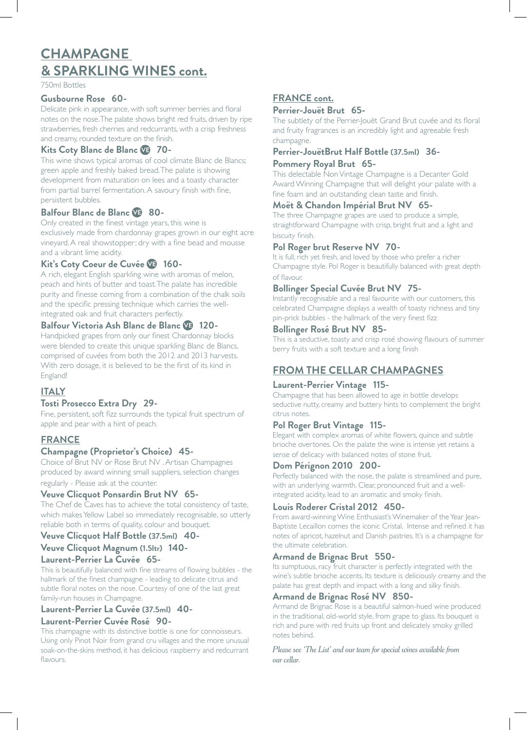# CHAMPAGNE & SPARKLING WINES cont.

750ml Bottles

### Gusbourne Rose 60-

Delicate pink in appearance, with soft summer berries and floral notes on the nose. The palate shows bright red fruits, driven by ripe strawberries, fresh cherries and redcurrants, with a crisp freshness and creamy, rounded texture on the finish.

### Kits Coty Blanc de Blanc VE 70-

This wine shows typical aromas of cool climate Blanc de Blancs; green apple and freshly baked bread. The palate is showing development from maturation on lees and a toasty character from partial barrel fermentation. A savoury finish with fine, persistent bubbles.

### Balfour Blanc de Blanc VE 80-

Only created in the finest vintage years, this wine is exclusively made from chardonnay grapes grown in our eight acre vineyard. A real showstopper; dry with a fine bead and mousse and a vibrant lime acidity.

### Kit's Coty Coeur de Cuvée VE 160-

A rich, elegant English sparkling wine with aromas of melon, peach and hints of butter and toast. The palate has incredible purity and finesse coming from a combination of the chalk soils and the specific pressing technique which carries the well-integrated oak and fruit characters perfectly.

### Balfour Victoria Ash Blanc de Blanc VE 120-

Handpicked grapes from only our finest Chardonnay blocks were blended to create this unique sparkling Blanc de Blancs, comprised of cuvées from both the 2012 and 2013 harvests. With zero dosage, it is believed to be the first of its kind in England!

## ITALY

### Tosti Prosecco Extra Dry 29-

Fine, persistent, soft fizz surrounds the typical fruit spectrum of apple and pear with a hint of peach.

## FRANCE

### Champagne (Proprietor's Choice) 45-

Choice of Brut NV or Rose Brut NV . Artisan Champagnes produced by award winning small suppliers, selection changes regularly - Please ask at the counter.

### Veuve Clicquot Ponsardin Brut NV 65-

The Chef de Caves has to achieve the total consistency of taste, which makes Yellow Label so immediately recognisable, so utterly reliable both in terms of quality, colour and bouquet.

### Veuve Clicquot Half Bottle (37.5ml) 40-

### Veuve Clicquot Magnum (1.5ltr) 140-

### Laurent-Perrier La Cuvée 65-

This is beautifully balanced with fine streams of flowing bubbles - the hallmark of the finest champagne - leading to delicate citrus and subtle floral notes on the nose. Courtesy of one of the last great family-run houses in Champagne.

### Laurent-Perrier La Cuvée (37.5ml) 40-

### Laurent-Perrier Cuvée Rosé 90-

This champagne with its distinctive bottle is one for connoisseurs. Using only Pinot Noir from grand cru villages and the more unusual soak-on-the-skins method, it has delicious raspberry and redcurrant flavours.

## FRANCE cont.

### Perrier-Jouët Brut 65-

The subtlety of the Perrier-Jouët Grand Brut cuvée and its floral and fruity fragrances is an incredibly light and agreeable fresh champagne.

### Perrier-JouëtBrut Half Bottle (37.5ml) 36-

### Pommery Royal Brut 65-

This delectable Non Vintage Champagne is a Decanter Gold Award Winning Champagne that will delight your palate with a fine foam and an outstanding clean taste and finish.

### Moët & Chandon Impérial Brut NV 65-

The three Champagne grapes are used to produce a simple, straightforward Champagne with crisp, bright fruit and a light and biscuity finish.

### Pol Roger brut Reserve NV 70-

It is full, rich yet fresh, and loved by those who prefer a richer Champagne style. Pol Roger is beautifully balanced with great depth of flavour.

### Bollinger Special Cuvée Brut NV 75-

Instantly recognisable and a real favourite with our customers, this celebrated Champagne displays a wealth of toasty richness and tiny pin-prick bubbles - the hallmark of the very finest fizz

### Bollinger Rosé Brut NV 85-

This is a seductive, toasty and crisp rosé showing flavours of summer berry fruits with a soft texture and a long finish

## FROM THE CELLAR CHAMPAGNES

### Laurent-Perrier Vintage 115-

Champagne that has been allowed to age in bottle develops seductive nutty, creamy and buttery hints to complement the bright citrus notes.

### Pol Roger Brut Vintage 115-

Elegant with complex aromas of white flowers, quince and subtle brioche overtones. On the palate the wine is intense yet retains a sense of delicacy with balanced notes of stone fruit.

### Dom Pérignon 2010 200-

Perfectly balanced with the nose, the palate is streamlined and pure, with an underlying warmth. Clear, pronounced fruit and a well-integrated acidity, lead to an aromatic and smoky finish.

### Louis Roderer Cristal 2012 450-

From award-winning Wine Enthusiast's Winemaker of the Year Jean-Baptiste Lecaillon comes the iconic Cristal. Intense and refined it has notes of apricot, hazelnut and Danish pastries. It's is a champagne for the ultimate celebration.

### Armand de Brignac Brut 550-

Its sumptuous, racy fruit character is perfectly integrated with the wine's subtle brioche accents. Its texture is deliciously creamy and the palate has great depth and impact with a long and silky finish.

### Armand de Brignac Rosé NV 850-

Armand de Brignac Rose is a beautiful salmon-hued wine produced in the traditional, old-world style, from grape to glass. Its bouquet is rich and pure with red fruits up front and delicately smoky grilled notes behind.

*Please see 'The List' and our team for special wines available from our cellar.*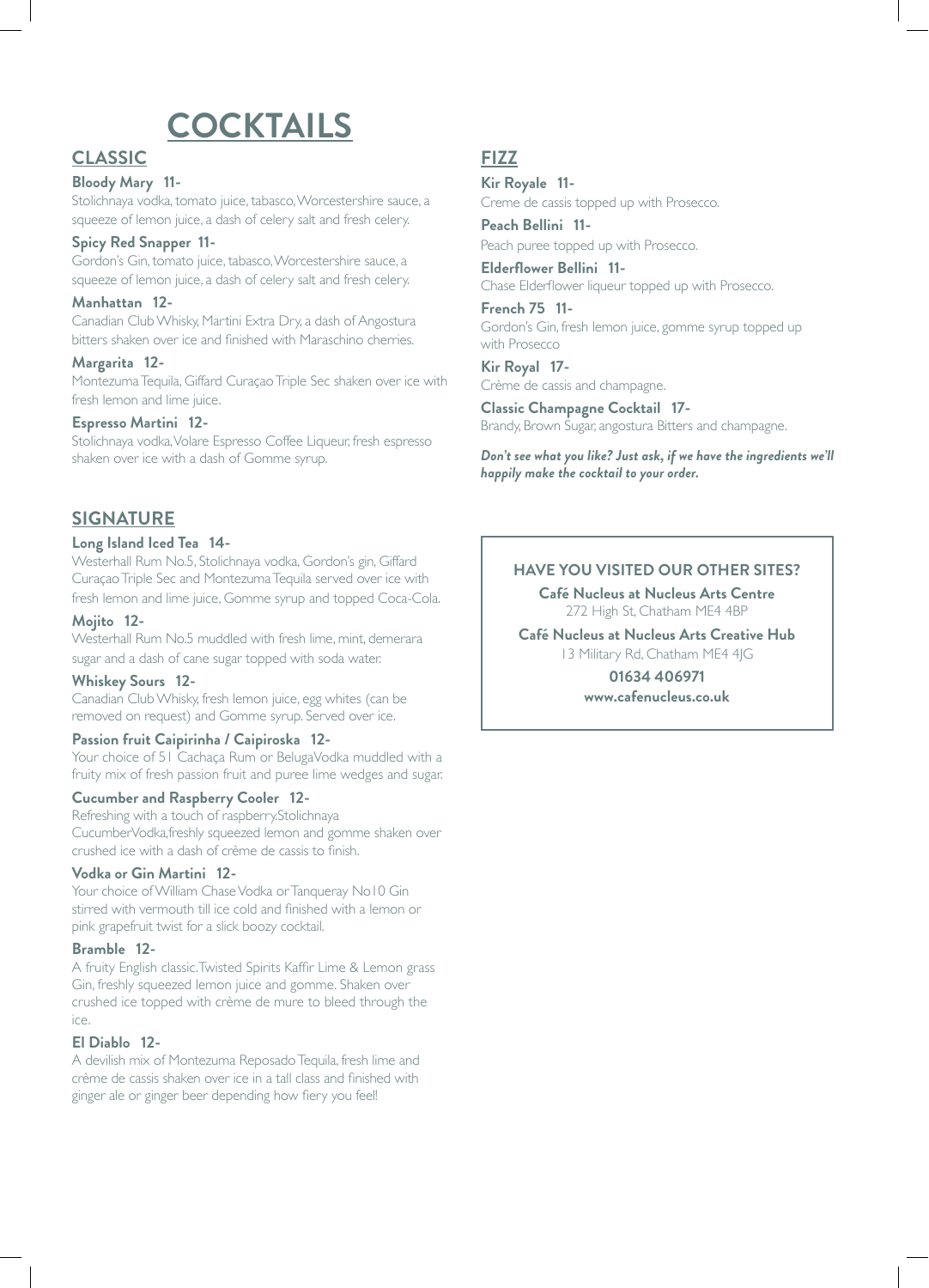# COCKTAILS

## CLASSIC

**Bloody Mary 11-**
Stolichnaya vodka, tomato juice, tabasco, Worcestershire sauce, a squeeze of lemon juice, a dash of celery salt and fresh celery.

**Spicy Red Snapper 11-**
Gordon's Gin, tomato juice, tabasco, Worcestershire sauce, a squeeze of lemon juice, a dash of celery salt and fresh celery.

**Manhattan 12-**
Canadian Club Whisky, Martini Extra Dry, a dash of Angostura bitters shaken over ice and finished with Maraschino cherries.

**Margarita 12-**
Montezuma Tequila, Giffard Curaçao Triple Sec shaken over ice with fresh lemon and lime juice.

**Espresso Martini 12-**
Stolichnaya vodka, Volare Espresso Coffee Liqueur, fresh espresso shaken over ice with a dash of Gomme syrup.

## SIGNATURE

**Long Island Iced Tea 14-**
Westerhall Rum No.5, Stolichnaya vodka, Gordon's gin, Giffard Curaçao Triple Sec and Montezuma Tequila served over ice with fresh lemon and lime juice, Gomme syrup and topped Coca-Cola.

**Mojito 12-**
Westerhall Rum No.5 muddled with fresh lime, mint, demerara sugar and a dash of cane sugar topped with soda water.

**Whiskey Sours 12-**
Canadian Club Whisky, fresh lemon juice, egg whites (can be removed on request) and Gomme syrup. Served over ice.

**Passion fruit Caipirinha / Caipiroska 12-**
Your choice of 51 Cachaça Rum or Beluga Vodka muddled with a fruity mix of fresh passion fruit and puree lime wedges and sugar.

**Cucumber and Raspberry Cooler 12-**
Refreshing with a touch of raspberry. Stolichnaya Cucumber Vodka, freshly squeezed lemon and gomme shaken over crushed ice with a dash of crème de cassis to finish.

**Vodka or Gin Martini 12-**
Your choice of William Chase Vodka or Tanqueray No10 Gin stirred with vermouth till ice cold and finished with a lemon or pink grapefruit twist for a slick boozy cocktail.

**Bramble 12-**
A fruity English classic. Twisted Spirits Kaffir Lime & Lemon grass Gin, freshly squeezed lemon juice and gomme. Shaken over crushed ice topped with crème de mure to bleed through the ice.

**El Diablo 12-**
A devilish mix of Montezuma Reposado Tequila, fresh lime and crème de cassis shaken over ice in a tall class and finished with ginger ale or ginger beer depending how fiery you feel!

## FIZZ

**Kir Royale 11-**
Creme de cassis topped up with Prosecco.

**Peach Bellini 11-**
Peach puree topped up with Prosecco.

**Elderflower Bellini 11-**
Chase Elderflower liqueur topped up with Prosecco.

**French 75 11-**
Gordon's Gin, fresh lemon juice, gomme syrup topped up with Prosecco

**Kir Royal 17-**
Crème de cassis and champagne.

**Classic Champagne Cocktail 17-**
Brandy, Brown Sugar, angostura Bitters and champagne.

***Don't see what you like? Just ask, if we have the ingredients we'll happily make the cocktail to your order.***

### HAVE YOU VISITED OUR OTHER SITES?

**Café Nucleus at Nucleus Arts Centre**
272 High St, Chatham ME4 4BP

**Café Nucleus at Nucleus Arts Creative Hub**
13 Military Rd, Chatham ME4 4JG

**01634 406971**
**www.cafenucleus.co.uk**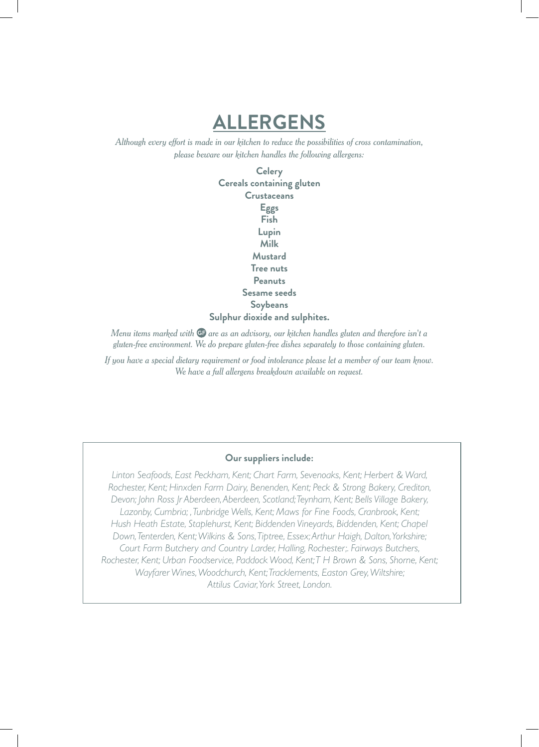# ALLERGENS

*Although every effort is made in our kitchen to reduce the possibilities of cross contamination, please beware our kitchen handles the following allergens:*

**Celery**
**Cereals containing gluten**
**Crustaceans**
**Eggs**
**Fish**
**Lupin**
**Milk**
**Mustard**
**Tree nuts**
**Peanuts**
**Sesame seeds**
**Soybeans**
**Sulphur dioxide and sulphites.**

*Menu items marked with GF are as an advisory, our kitchen handles gluten and therefore isn't a gluten-free environment. We do prepare gluten-free dishes separately to those containing gluten.*

*If you have a special dietary requirement or food intolerance please let a member of our team know. We have a full allergens breakdown available on request.*

**Our suppliers include:**

*Linton Seafoods, East Peckham, Kent; Chart Farm, Sevenoaks, Kent; Herbert & Ward, Rochester, Kent; Hinxden Farm Dairy, Benenden, Kent; Peck & Strong Bakery, Crediton, Devon; John Ross Jr Aberdeen, Aberdeen, Scotland; Teynham, Kent; Bells Village Bakery, Lazonby, Cumbria; , Tunbridge Wells, Kent; Maws for Fine Foods, Cranbrook, Kent; Hush Heath Estate, Staplehurst, Kent; Biddenden Vineyards, Biddenden, Kent; Chapel Down, Tenterden, Kent; Wilkins & Sons, Tiptree, Essex; Arthur Haigh, Dalton, Yorkshire; Court Farm Butchery and Country Larder, Halling, Rochester;. Fairways Butchers, Rochester, Kent; Urban Foodservice, Paddock Wood, Kent; T H Brown & Sons, Shorne, Kent; Wayfarer Wines, Woodchurch, Kent; Tracklements, Easton Grey, Wiltshire; Attilus Caviar, York Street, London.*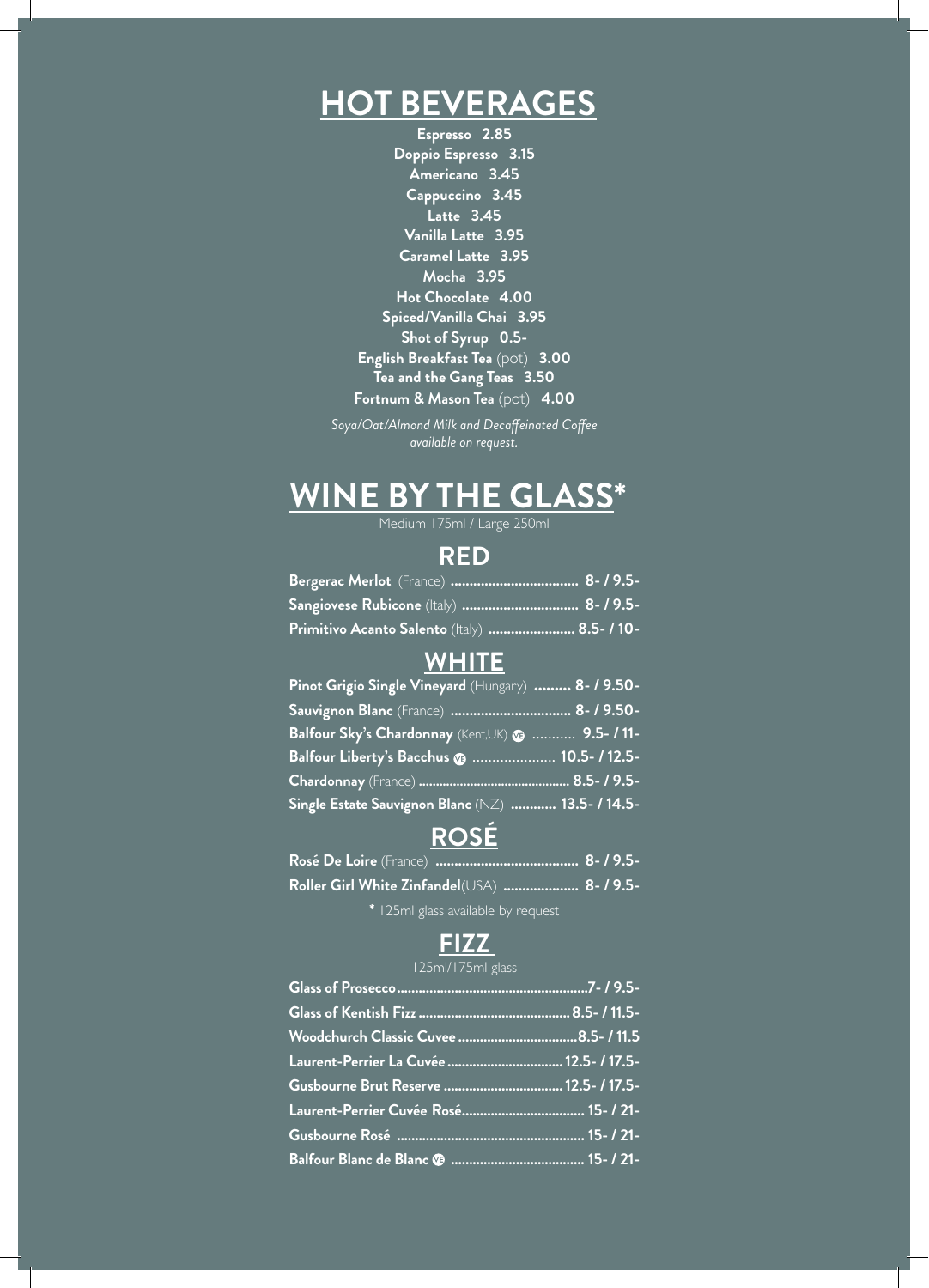# HOT BEVERAGES

**Espresso 2.85**
**Doppio Espresso 3.15**
**Americano 3.45**
**Cappuccino 3.45**
**Latte 3.45**
**Vanilla Latte 3.95**
**Caramel Latte 3.95**
**Mocha 3.95**
**Hot Chocolate 4.00**
**Spiced/Vanilla Chai 3.95**
**Shot of Syrup 0.5-**
**English Breakfast Tea** (pot) **3.00**
**Tea and the Gang Teas 3.50**
**Fortnum & Mason Tea** (pot) **4.00**

*Soya/Oat/Almond Milk and Decaffeinated Coffee available on request.*

# WINE BY THE GLASS*

Medium 175ml / Large 250ml

## RED

**Bergerac Merlot** (France) ................................. **8- / 9.5-**
**Sangiovese Rubicone** (Italy) ............................... **8- / 9.5-**
**Primitivo Acanto Salento** (Italy) ....................... **8.5- / 10-**

## WHITE

**Pinot Grigio Single Vineyard** (Hungary) ......... **8- / 9.50-**
**Sauvignon Blanc** (France) ................................ **8- / 9.50-**
**Balfour Sky's Chardonnay** (Kent,UK) VE ........... **9.5- / 11-**
**Balfour Liberty's Bacchus** VE ..................... **10.5- / 12.5-**
**Chardonnay** (France) ........................................... **8.5- / 9.5-**
**Single Estate Sauvignon Blanc** (NZ) ............ **13.5- / 14.5-**

## ROSÉ

**Rosé De Loire** (France) ...................................... **8- / 9.5-**
**Roller Girl White Zinfandel**(USA) .................... **8- / 9.5-**

* 125ml glass available by request

## FIZZ

125ml/175ml glass

**Glass of Prosecco**.....................................................**7- / 9.5-**
**Glass of Kentish Fizz** .......................................... **8.5- / 11.5-**
**Woodchurch Classic Cuvee** .................................**8.5- / 11.5**
**Laurent-Perrier La Cuvée** ................................ **12.5- / 17.5-**
**Gusbourne Brut Reserve** ................................. **12.5- / 17.5-**
**Laurent-Perrier Cuvée Rosé**.................................. **15- / 21-**
**Gusbourne Rosé** ................................................... **15- / 21-**
**Balfour Blanc de Blanc** VE .................................... **15- / 21-**